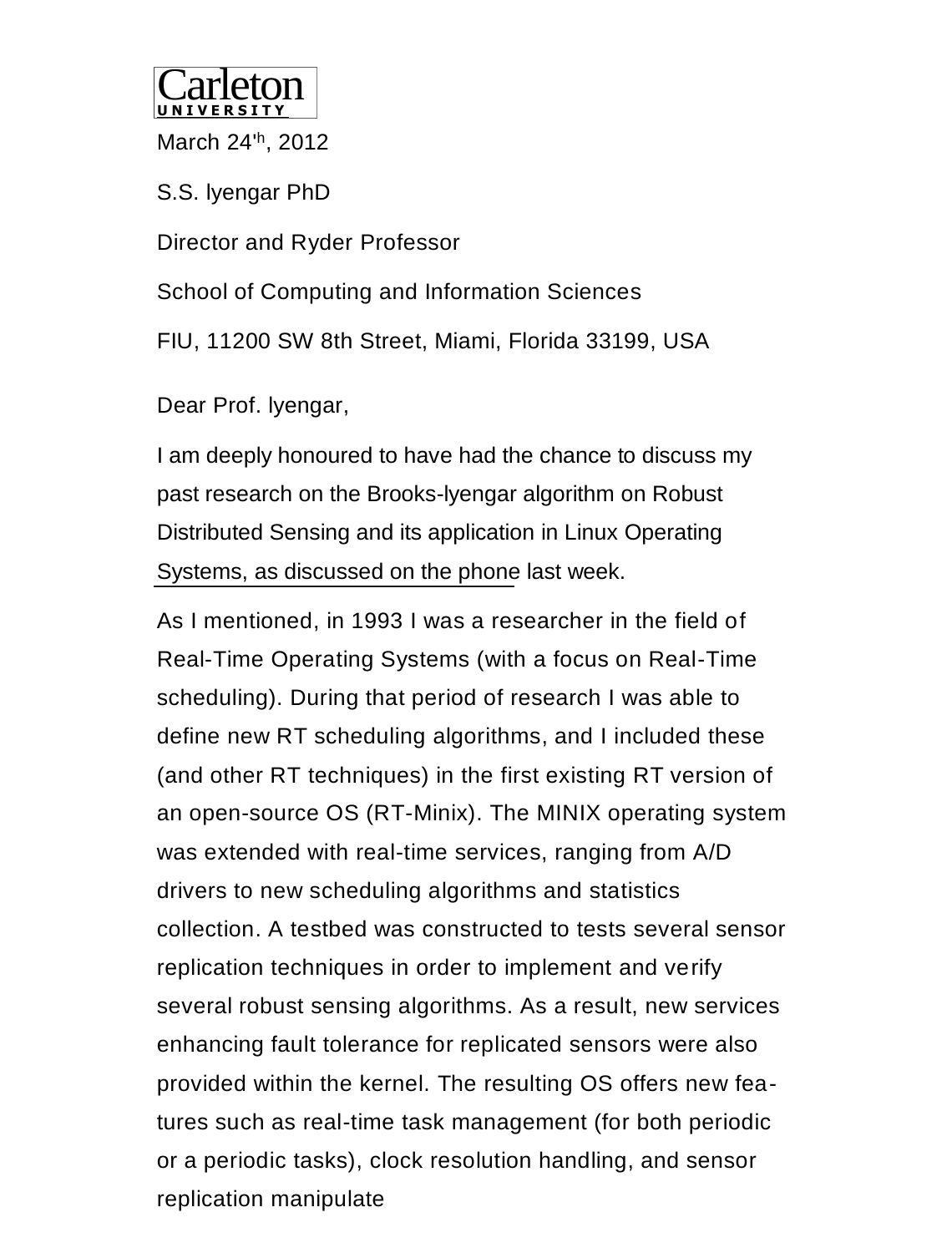Carleton
UNIVERSITY

March 24'h, 2012

S.S. lyengar PhD

Director and Ryder Professor

School of Computing and Information Sciences

FIU, 11200 SW 8th Street, Miami, Florida 33199, USA

Dear Prof. lyengar,

I am deeply honoured to have had the chance to discuss my past research on the Brooks-lyengar algorithm on Robust Distributed Sensing and its application in Linux Operating Systems, as discussed on the phone last week.

As I mentioned, in 1993 I was a researcher in the field of Real-Time Operating Systems (with a focus on Real-Time scheduling). During that period of research I was able to define new RT scheduling algorithms, and I included these (and other RT techniques) in the first existing RT version of an open-source OS (RT-Minix). The MINIX operating system was extended with real-time services, ranging from A/D drivers to new scheduling algorithms and statistics collection. A testbed was constructed to tests several sensor replication techniques in order to implement and verify several robust sensing algorithms. As a result, new services enhancing fault tolerance for replicated sensors were also provided within the kernel. The resulting OS offers new fea-tures such as real-time task management (for both periodic or a periodic tasks), clock resolution handling, and sensor replication manipulate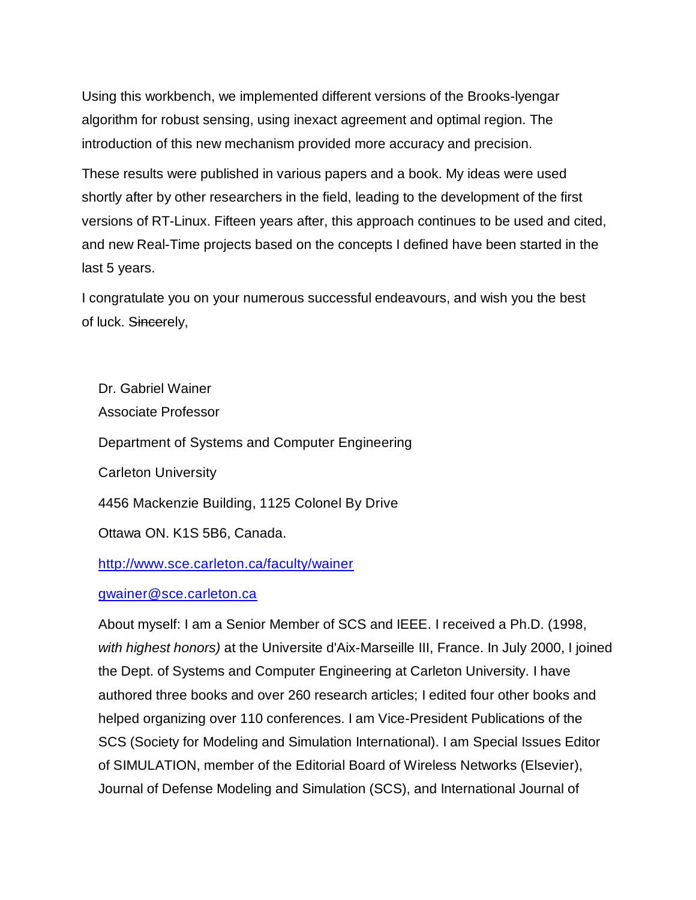Using this workbench, we implemented different versions of the Brooks-Iyengar algorithm for robust sensing, using inexact agreement and optimal region. The introduction of this new mechanism provided more accuracy and precision.

These results were published in various papers and a book. My ideas were used shortly after by other researchers in the field, leading to the development of the first versions of RT-Linux. Fifteen years after, this approach continues to be used and cited, and new Real-Time projects based on the concepts I defined have been started in the last 5 years.

I congratulate you on your numerous successful endeavours, and wish you the best of luck. ~~Since~~rely,

Dr. Gabriel Wainer

Associate Professor

Department of Systems and Computer Engineering

Carleton University

4456 Mackenzie Building, 1125 Colonel By Drive

Ottawa ON. K1S 5B6, Canada.

[http://www.sce.carleton.ca/faculty/wainer](http://www.sce.carleton.ca/faculty/wainer)

[gwainer@sce.carleton.ca](mailto:gwainer@sce.carleton.ca)

About myself: I am a Senior Member of SCS and IEEE. I received a Ph.D. (1998, *with highest honors)* at the Universite d'Aix-Marseille III, France. In July 2000, I joined the Dept. of Systems and Computer Engineering at Carleton University. I have authored three books and over 260 research articles; I edited four other books and helped organizing over 110 conferences. I am Vice-President Publications of the SCS (Society for Modeling and Simulation International). I am Special Issues Editor of SIMULATION, member of the Editorial Board of Wireless Networks (Elsevier), Journal of Defense Modeling and Simulation (SCS), and International Journal of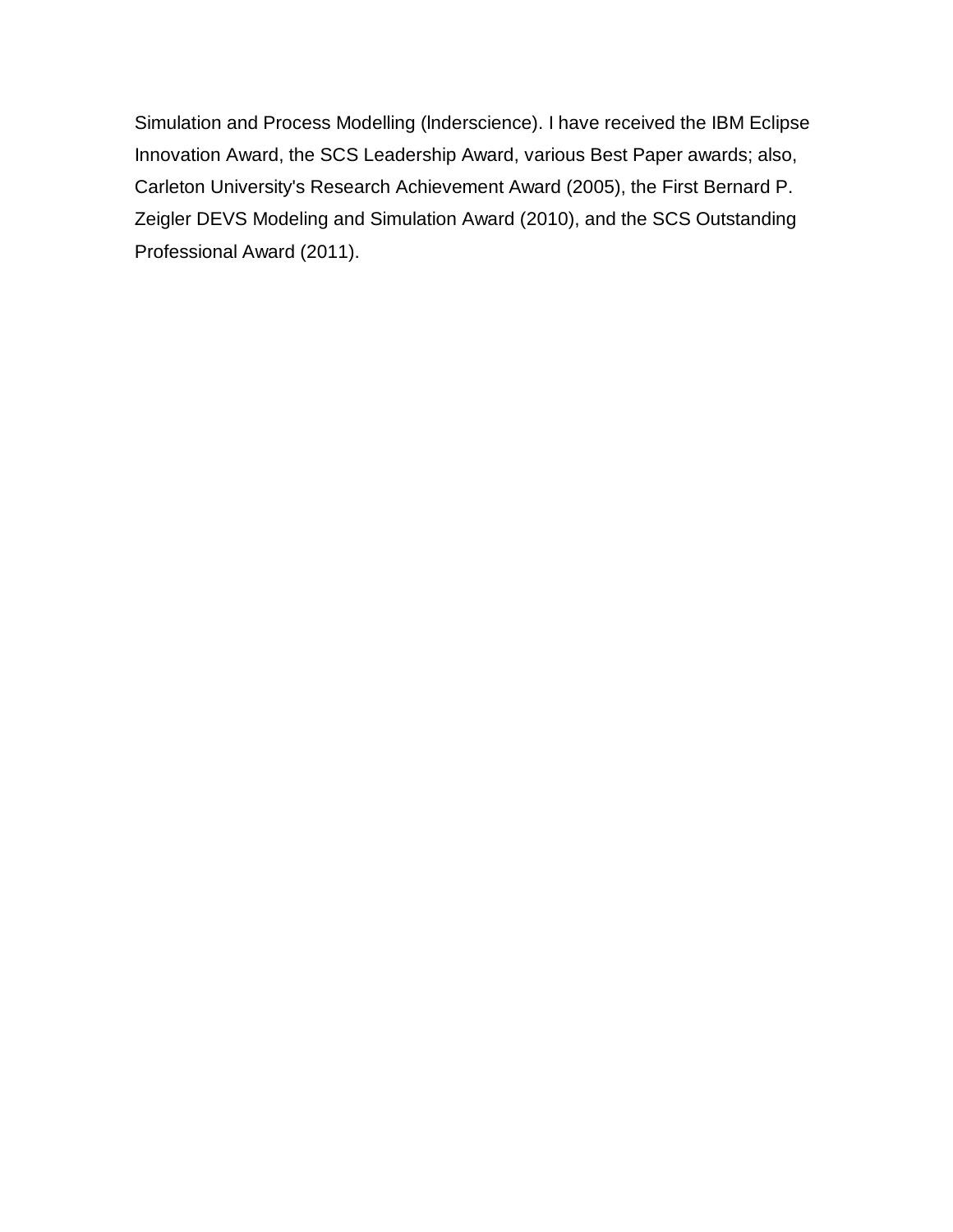Simulation and Process Modelling (lnderscience). I have received the IBM Eclipse Innovation Award, the SCS Leadership Award, various Best Paper awards; also, Carleton University's Research Achievement Award (2005), the First Bernard P. Zeigler DEVS Modeling and Simulation Award (2010), and the SCS Outstanding Professional Award (2011).